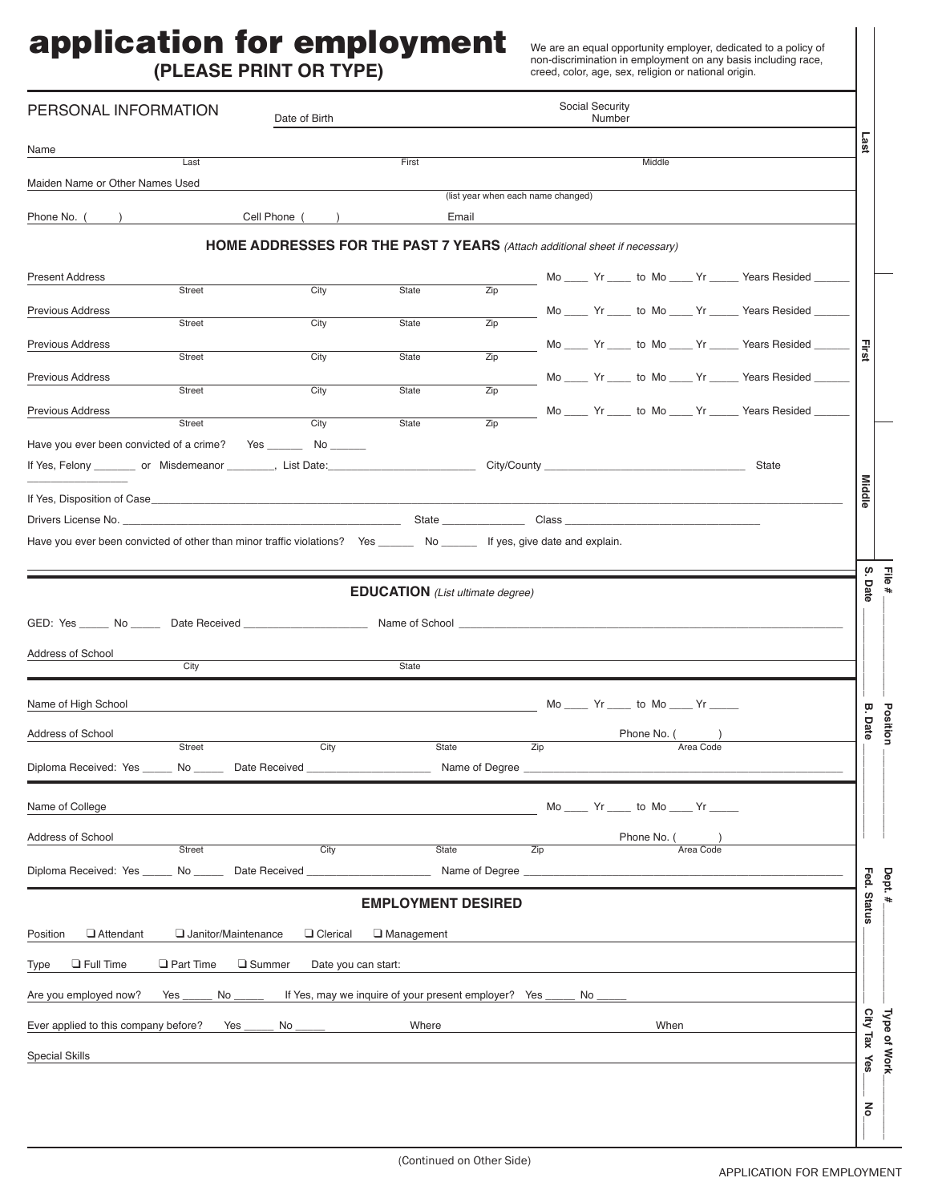# application for employment

**(PLEASE PRINT OR TYPE)**

We are an equal opportunity employer, dedicated to a policy of non-discrimination in employment on any basis including race, creed, color, age, sex, religion or national origin.

## PERSONAL INFORMATION

Date of Birth ______ Social Security Number ______

Name ______ Last ______ First ______ Middle ______

Maiden Name or Other Names Used ______ (list year when each name changed)

Phone No. ( ) ______ Cell Phone ( ) ______ Email ______

### HOME ADDRESSES FOR THE PAST 7 YEARS *(Attach additional sheet if necessary)*

Present Address ______ Street ______ City ______ State ______ Zip ______ Mo ____ Yr ____ to Mo ____ Yr _____ Years Resided ______

Previous Address ______ Street ______ City ______ State ______ Zip ______ Mo ____ Yr ____ to Mo ____ Yr _____ Years Resided ______

Previous Address ______ Street ______ City ______ State ______ Zip ______ Mo ____ Yr ____ to Mo ____ Yr _____ Years Resided ______

Previous Address ______ Street ______ City ______ State ______ Zip ______ Mo ____ Yr ____ to Mo ____ Yr _____ Years Resided ______

Previous Address ______ Street ______ City ______ State ______ Zip ______ Mo ____ Yr ____ to Mo ____ Yr _____ Years Resided ______

Have you ever been convicted of a crime? Yes _______ No ______

If Yes, Felony _______ or Misdemeanor ________, List Date: _________________________ City/County __________________________________ State ________________

If Yes, Disposition of Case ______________________________________________________________________

Drivers License No. _______________________________________________ State ______________ Class _________________________________

Have you ever been convicted of other than minor traffic violations? Yes ______ No ______ If yes, give date and explain.

### EDUCATION *(List ultimate degree)*

GED: Yes _____ No _____ Date Received _____________________ Name of School ________________________________________________

Address of School ______ City ______ State ______

Name of High School ______ Mo ____ Yr ____ to Mo ____ Yr _____

Address of School ______ Street ______ City ______ State ______ Zip ______ Phone No. ( ) Area Code ______

Diploma Received: Yes _____ No _____ Date Received ____________________ Name of Degree ________________________________________

Name of College ______ Mo ____ Yr ____ to Mo ____ Yr _____

Address of School ______ Street ______ City ______ State ______ Zip ______ Phone No. ( ) Area Code ______

Diploma Received: Yes _____ No _____ Date Received ____________________ Name of Degree ________________________________________

### EMPLOYMENT DESIRED

Position ❑ Attendant ❑ Janitor/Maintenance ❑ Clerical ❑ Management

Type ❑ Full Time ❑ Part Time ❑ Summer Date you can start:

Are you employed now? Yes _____ No _____ If Yes, may we inquire of your present employer? Yes _____ No _____

Ever applied to this company before? Yes _____ No _____ Where ______ When ______

Special Skills ______

(Continued on Other Side)

---

Last ______ First ______ Middle ______

File # ______ S. Date ______ Position ______ B. Date ______ Dept. # ______ Fed. Status ______ Type of Work ______ City Tax Yes ___ No ___

APPLICATION FOR EMPLOYMENT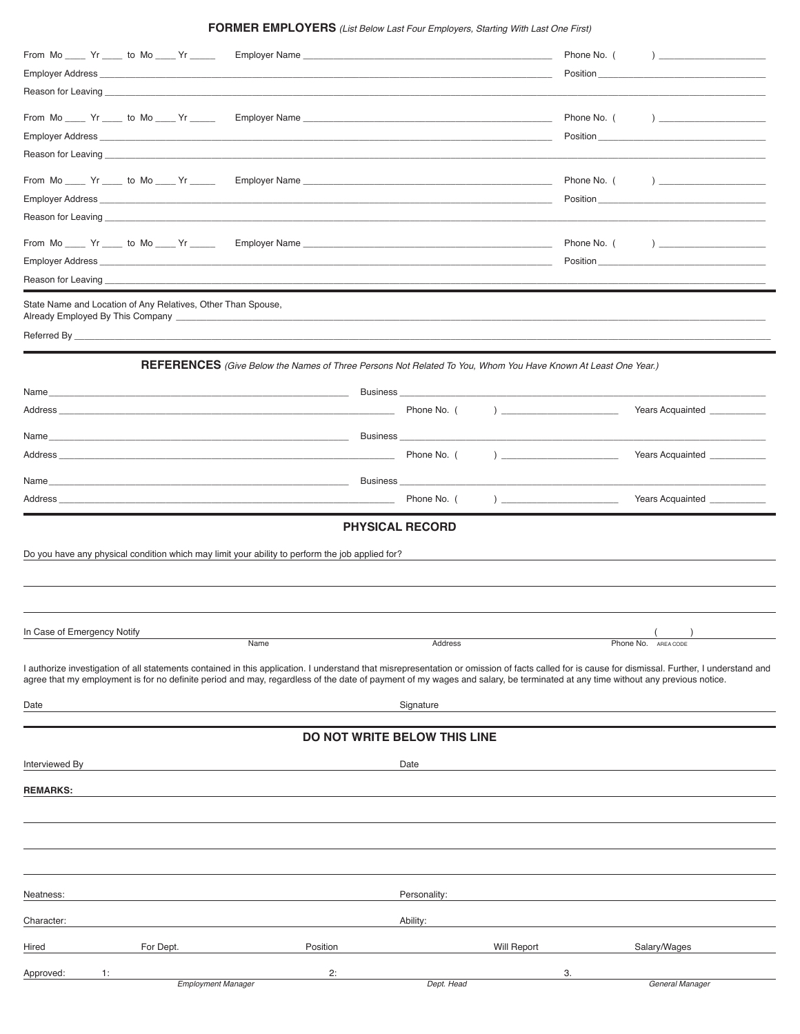## FORMER EMPLOYERS *(List Below Last Four Employers, Starting With Last One First)*

From Mo ____ Yr ____ to Mo ____ Yr _____ Employer Name ______________________ Phone No. ( ) ____________

Employer Address ______________________ Position ____________

Reason for Leaving ______________________

From Mo ____ Yr ____ to Mo ____ Yr _____ Employer Name ______________________ Phone No. ( ) ____________

Employer Address ______________________ Position ____________

Reason for Leaving ______________________

From Mo ____ Yr ____ to Mo ____ Yr _____ Employer Name ______________________ Phone No. ( ) ____________

Employer Address ______________________ Position ____________

Reason for Leaving ______________________

From Mo ____ Yr ____ to Mo ____ Yr _____ Employer Name ______________________ Phone No. ( ) ____________

Employer Address ______________________ Position ____________

Reason for Leaving ______________________

State Name and Location of Any Relatives, Other Than Spouse,
Already Employed By This Company ______________________

Referred By ______________________

## REFERENCES *(Give Below the Names of Three Persons Not Related To You, Whom You Have Known At Least One Year.)*

Name ______________________ Business ______________________

Address ______________________ Phone No. ( ) ____________ Years Acquainted ________

Name ______________________ Business ______________________

Address ______________________ Phone No. ( ) ____________ Years Acquainted ________

Name ______________________ Business ______________________

Address ______________________ Phone No. ( ) ____________ Years Acquainted ________

## PHYSICAL RECORD

Do you have any physical condition which may limit your ability to perform the job applied for? ______________________

______________________

______________________

In Case of Emergency Notify ______________________ ( )

Name Address Phone No. AREA CODE

I authorize investigation of all statements contained in this application. I understand that misrepresentation or omission of facts called for is cause for dismissal. Further, I understand and agree that my employment is for no definite period and may, regardless of the date of payment of my wages and salary, be terminated at any time without any previous notice.

Date ______________________ Signature ______________________

## DO NOT WRITE BELOW THIS LINE

Interviewed By ______________________ Date ______________________

**REMARKS:** ______________________

______________________

______________________

______________________

Neatness: ______________________ Personality: ______________________

Character: ______________________ Ability: ______________________

Hired ________ For Dept. ________ Position ________ Will Report ________ Salary/Wages ________

Approved: 1: ______________________ 2: ______________________ 3. ______________________

*Employment Manager* *Dept. Head* *General Manager*